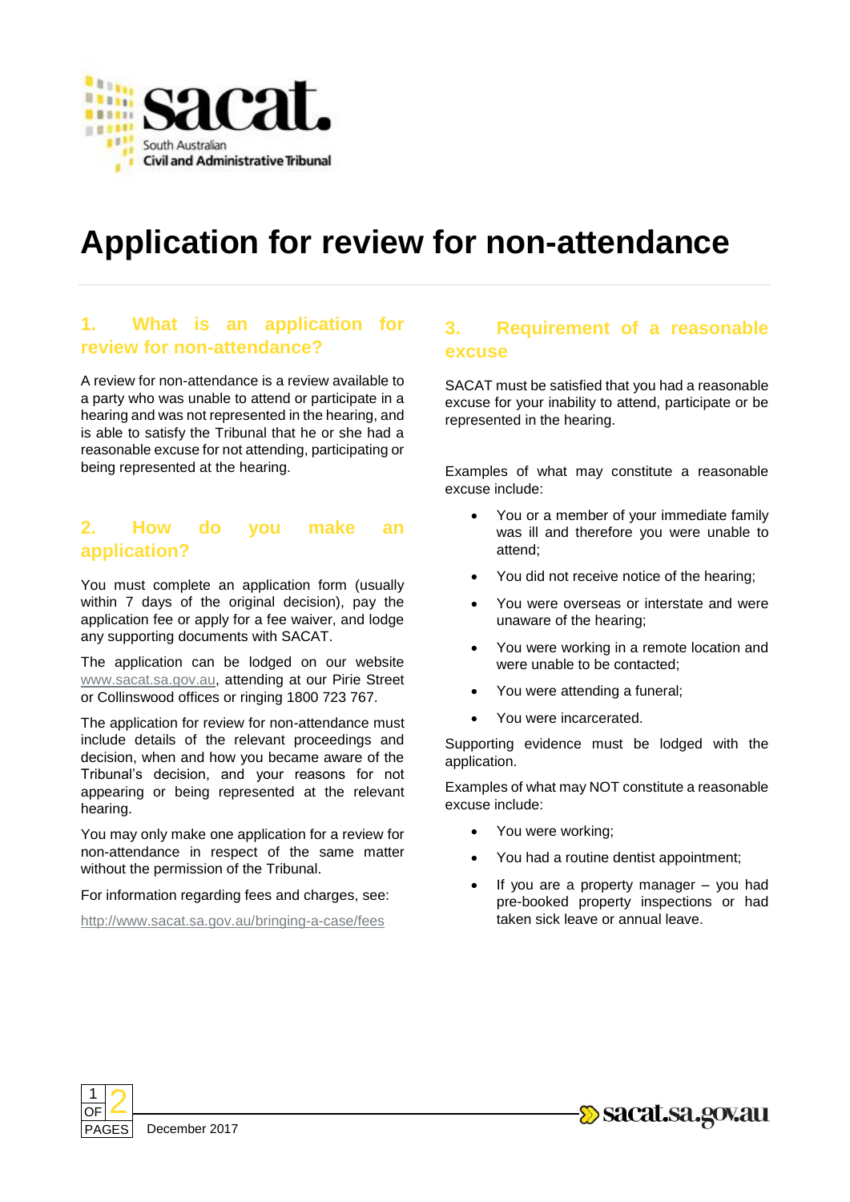# Application for review for non-attendance

## 1. What is an application for review for non-attendance?

A review for non-attendance is a review available to a party who was unable to attend or participate in a hearing and was not represented in the hearing, and is able to satisfy the Tribunal that he or she had a reasonable excuse for not attending, participating or being represented at the hearing.

## 2. How do you make an application?

You must complete an application form (usually within 7 days of the original decision), pay the application fee or apply for a fee waiver, and lodge any supporting documents with SACAT.

The application can be lodged on our website www.sacat.sa.gov.au, attending at our Pirie Street or Collinswood offices or ringing 1800 723 767.

The application for review for non-attendance must include details of the relevant proceedings and decision, when and how you became aware of the Tribunal's decision, and your reasons for not appearing or being represented at the relevant hearing.

You may only make one application for a review for non-attendance in respect of the same matter without the permission of the Tribunal.

For information regarding fees and charges, see:

http://www.sacat.sa.gov.au/bringing-a-case/fees

## 3. Requirement of a reasonable excuse

SACAT must be satisfied that you had a reasonable excuse for your inability to attend, participate or be represented in the hearing.

Examples of what may constitute a reasonable excuse include:

- You or a member of your immediate family was ill and therefore you were unable to attend;
- You did not receive notice of the hearing;
- You were overseas or interstate and were unaware of the hearing;
- You were working in a remote location and were unable to be contacted;
- You were attending a funeral;
- You were incarcerated.

Supporting evidence must be lodged with the application.

Examples of what may NOT constitute a reasonable excuse include:

- You were working;
- You had a routine dentist appointment;
- If you are a property manager – you had pre-booked property inspections or had taken sick leave or annual leave.

December 2017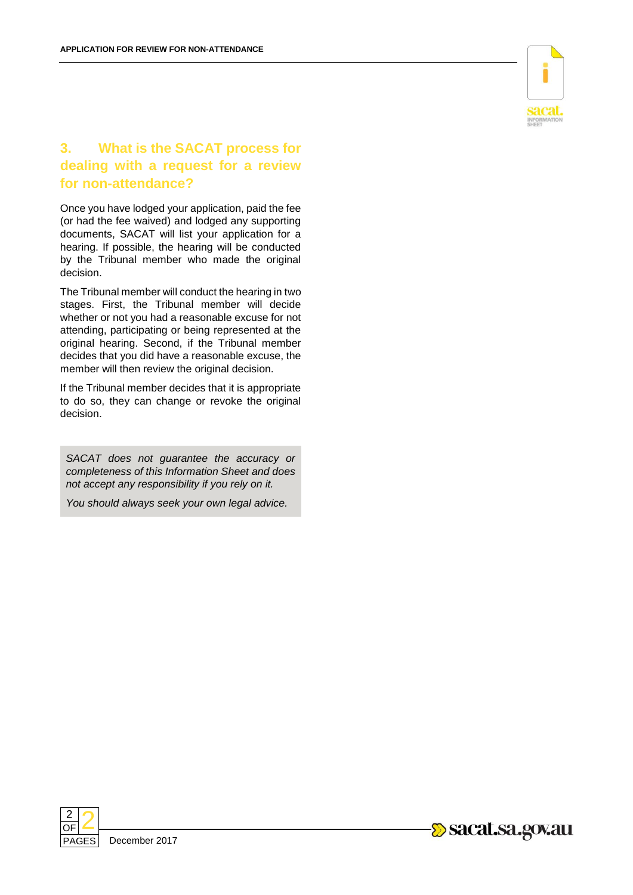## 3. What is the SACAT process for dealing with a request for a review for non-attendance?

Once you have lodged your application, paid the fee (or had the fee waived) and lodged any supporting documents, SACAT will list your application for a hearing. If possible, the hearing will be conducted by the Tribunal member who made the original decision.

The Tribunal member will conduct the hearing in two stages. First, the Tribunal member will decide whether or not you had a reasonable excuse for not attending, participating or being represented at the original hearing. Second, if the Tribunal member decides that you did have a reasonable excuse, the member will then review the original decision.

If the Tribunal member decides that it is appropriate to do so, they can change or revoke the original decision.

*SACAT does not guarantee the accuracy or completeness of this Information Sheet and does not accept any responsibility if you rely on it.*

*You should always seek your own legal advice.*

December 2017